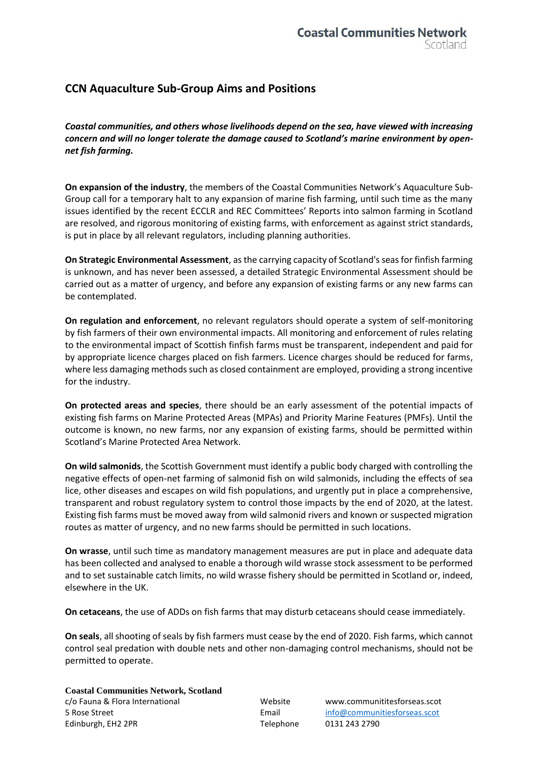# CCN Aquaculture Sub-Group Aims and Positions

***Coastal communities, and others whose livelihoods depend on the sea, have viewed with increasing concern and will no longer tolerate the damage caused to Scotland's marine environment by open-net fish farming.***

**On expansion of the industry**, the members of the Coastal Communities Network's Aquaculture Sub-Group call for a temporary halt to any expansion of marine fish farming, until such time as the many issues identified by the recent ECCLR and REC Committees' Reports into salmon farming in Scotland are resolved, and rigorous monitoring of existing farms, with enforcement as against strict standards, is put in place by all relevant regulators, including planning authorities.

**On Strategic Environmental Assessment**, as the carrying capacity of Scotland's seas for finfish farming is unknown, and has never been assessed, a detailed Strategic Environmental Assessment should be carried out as a matter of urgency, and before any expansion of existing farms or any new farms can be contemplated.

**On regulation and enforcement**, no relevant regulators should operate a system of self-monitoring by fish farmers of their own environmental impacts. All monitoring and enforcement of rules relating to the environmental impact of Scottish finfish farms must be transparent, independent and paid for by appropriate licence charges placed on fish farmers. Licence charges should be reduced for farms, where less damaging methods such as closed containment are employed, providing a strong incentive for the industry.

**On protected areas and species**, there should be an early assessment of the potential impacts of existing fish farms on Marine Protected Areas (MPAs) and Priority Marine Features (PMFs). Until the outcome is known, no new farms, nor any expansion of existing farms, should be permitted within Scotland's Marine Protected Area Network.

**On wild salmonids**, the Scottish Government must identify a public body charged with controlling the negative effects of open-net farming of salmonid fish on wild salmonids, including the effects of sea lice, other diseases and escapes on wild fish populations, and urgently put in place a comprehensive, transparent and robust regulatory system to control those impacts by the end of 2020, at the latest. Existing fish farms must be moved away from wild salmonid rivers and known or suspected migration routes as matter of urgency, and no new farms should be permitted in such locations.

**On wrasse**, until such time as mandatory management measures are put in place and adequate data has been collected and analysed to enable a thorough wild wrasse stock assessment to be performed and to set sustainable catch limits, no wild wrasse fishery should be permitted in Scotland or, indeed, elsewhere in the UK.

**On cetaceans**, the use of ADDs on fish farms that may disturb cetaceans should cease immediately.

**On seals**, all shooting of seals by fish farmers must cease by the end of 2020. Fish farms, which cannot control seal predation with double nets and other non-damaging control mechanisms, should not be permitted to operate.

**Coastal Communities Network, Scotland**
c/o Fauna & Flora International
5 Rose Street
Edinburgh, EH2 2PR

Website www.communititesforseas.scot
Email info@communitiesforseas.scot
Telephone 0131 243 2790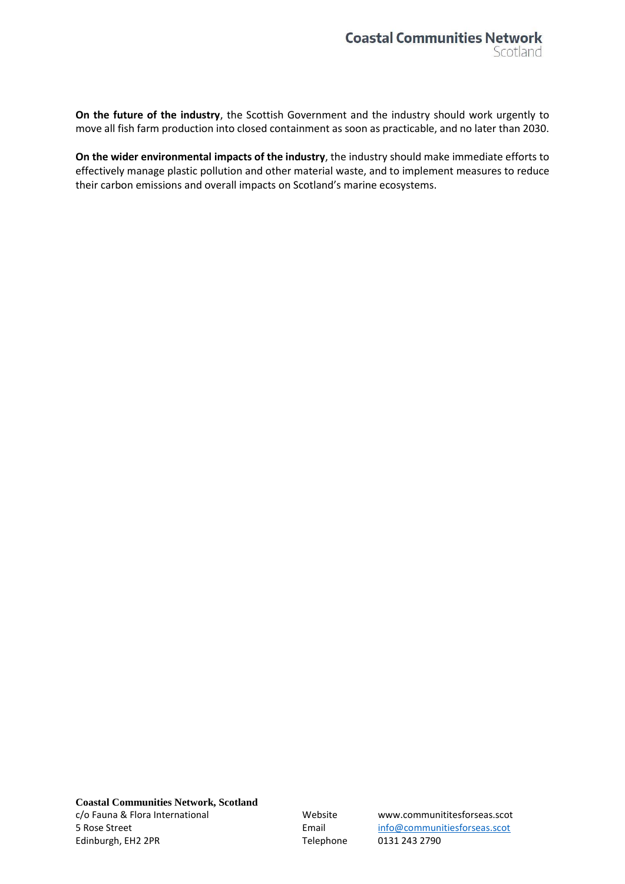**On the future of the industry**, the Scottish Government and the industry should work urgently to move all fish farm production into closed containment as soon as practicable, and no later than 2030.

**On the wider environmental impacts of the industry**, the industry should make immediate efforts to effectively manage plastic pollution and other material waste, and to implement measures to reduce their carbon emissions and overall impacts on Scotland's marine ecosystems.

**Coastal Communities Network, Scotland**
c/o Fauna & Flora International
5 Rose Street
Edinburgh, EH2 2PR

Website www.communititesforseas.scot
Email info@communitiesforseas.scot
Telephone 0131 243 2790